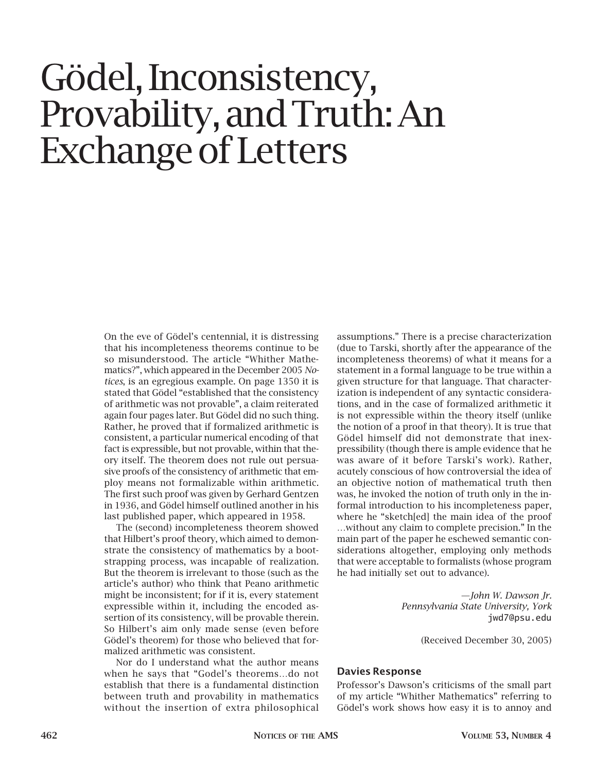# Gödel, Inconsistency, Provability, and Truth: An Exchange of Letters

On the eve of Gödel's centennial, it is distressing that his incompleteness theorems continue to be so misunderstood. The article "Whither Mathematics?", which appeared in the December 2005 *Notices*, is an egregious example. On page 1350 it is stated that Gödel "established that the consistency of arithmetic was not provable", a claim reiterated again four pages later. But Gödel did no such thing. Rather, he proved that if formalized arithmetic is consistent, a particular numerical encoding of that fact is expressible, but not provable, within that theory itself. The theorem does not rule out persuasive proofs of the consistency of arithmetic that employ means not formalizable within arithmetic. The first such proof was given by Gerhard Gentzen in 1936, and Gödel himself outlined another in his last published paper, which appeared in 1958.

The (second) incompleteness theorem showed that Hilbert's proof theory, which aimed to demonstrate the consistency of mathematics by a bootstrapping process, was incapable of realization. But the theorem is irrelevant to those (such as the article's author) who think that Peano arithmetic might be inconsistent; for if it is, every statement expressible within it, including the encoded assertion of its consistency, will be provable therein. So Hilbert's aim only made sense (even before Gödel's theorem) for those who believed that formalized arithmetic was consistent.

Nor do I understand what the author means when he says that "Godel's theorems…do not establish that there is a fundamental distinction between truth and provability in mathematics without the insertion of extra philosophical assumptions." There is a precise characterization (due to Tarski, shortly after the appearance of the incompleteness theorems) of what it means for a statement in a formal language to be true within a given structure for that language. That characterization is independent of any syntactic considerations, and in the case of formalized arithmetic it is not expressible within the theory itself (unlike the notion of a proof in that theory). It is true that Gödel himself did not demonstrate that inexpressibility (though there is ample evidence that he was aware of it before Tarski's work). Rather, acutely conscious of how controversial the idea of an objective notion of mathematical truth then was, he invoked the notion of truth only in the informal introduction to his incompleteness paper, where he "sketch[ed] the main idea of the proof …without any claim to complete precision." In the main part of the paper he eschewed semantic considerations altogether, employing only methods that were acceptable to formalists (whose program he had initially set out to advance).

*—John W. Dawson Jr.*
*Pennsylvania State University, York*
jwd7@psu.edu

(Received December 30, 2005)

### Davies Response

Professor's Dawson's criticisms of the small part of my article "Whither Mathematics" referring to Gödel's work shows how easy it is to annoy and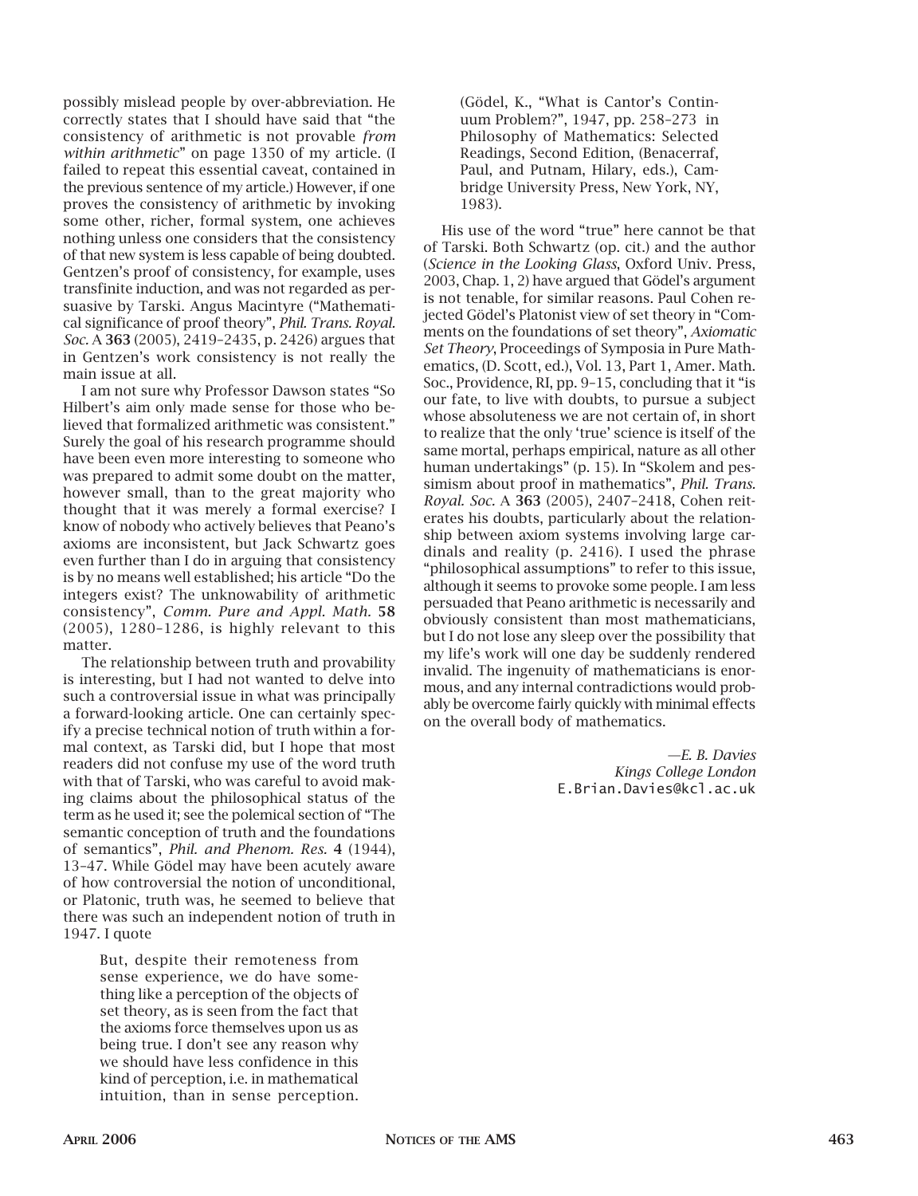possibly mislead people by over-abbreviation. He correctly states that I should have said that "the consistency of arithmetic is not provable *from within arithmetic*" on page 1350 of my article. (I failed to repeat this essential caveat, contained in the previous sentence of my article.) However, if one proves the consistency of arithmetic by invoking some other, richer, formal system, one achieves nothing unless one considers that the consistency of that new system is less capable of being doubted. Gentzen's proof of consistency, for example, uses transfinite induction, and was not regarded as persuasive by Tarski. Angus Macintyre ("Mathematical significance of proof theory", *Phil. Trans. Royal. Soc.* A **363** (2005), 2419–2435, p. 2426) argues that in Gentzen's work consistency is not really the main issue at all.

I am not sure why Professor Dawson states "So Hilbert's aim only made sense for those who believed that formalized arithmetic was consistent." Surely the goal of his research programme should have been even more interesting to someone who was prepared to admit some doubt on the matter, however small, than to the great majority who thought that it was merely a formal exercise? I know of nobody who actively believes that Peano's axioms are inconsistent, but Jack Schwartz goes even further than I do in arguing that consistency is by no means well established; his article "Do the integers exist? The unknowability of arithmetic consistency", *Comm. Pure and Appl. Math.* **58** (2005), 1280–1286, is highly relevant to this matter.

The relationship between truth and provability is interesting, but I had not wanted to delve into such a controversial issue in what was principally a forward-looking article. One can certainly specify a precise technical notion of truth within a formal context, as Tarski did, but I hope that most readers did not confuse my use of the word truth with that of Tarski, who was careful to avoid making claims about the philosophical status of the term as he used it; see the polemical section of "The semantic conception of truth and the foundations of semantics", *Phil. and Phenom. Res.* **4** (1944), 13–47. While Gödel may have been acutely aware of how controversial the notion of unconditional, or Platonic, truth was, he seemed to believe that there was such an independent notion of truth in 1947. I quote

> But, despite their remoteness from sense experience, we do have something like a perception of the objects of set theory, as is seen from the fact that the axioms force themselves upon us as being true. I don't see any reason why we should have less confidence in this kind of perception, i.e. in mathematical intuition, than in sense perception. (Gödel, K., "What is Cantor's Continuum Problem?", 1947, pp. 258–273 in Philosophy of Mathematics: Selected Readings, Second Edition, (Benacerraf, Paul, and Putnam, Hilary, eds.), Cambridge University Press, New York, NY, 1983).

His use of the word "true" here cannot be that of Tarski. Both Schwartz (op. cit.) and the author (*Science in the Looking Glass*, Oxford Univ. Press, 2003, Chap. 1, 2) have argued that Gödel's argument is not tenable, for similar reasons. Paul Cohen rejected Gödel's Platonist view of set theory in "Comments on the foundations of set theory", *Axiomatic Set Theory*, Proceedings of Symposia in Pure Mathematics, (D. Scott, ed.), Vol. 13, Part 1, Amer. Math. Soc., Providence, RI, pp. 9–15, concluding that it "is our fate, to live with doubts, to pursue a subject whose absoluteness we are not certain of, in short to realize that the only 'true' science is itself of the same mortal, perhaps empirical, nature as all other human undertakings" (p. 15). In "Skolem and pessimism about proof in mathematics", *Phil. Trans. Royal. Soc.* A **363** (2005), 2407–2418, Cohen reiterates his doubts, particularly about the relationship between axiom systems involving large cardinals and reality (p. 2416). I used the phrase "philosophical assumptions" to refer to this issue, although it seems to provoke some people. I am less persuaded that Peano arithmetic is necessarily and obviously consistent than most mathematicians, but I do not lose any sleep over the possibility that my life's work will one day be suddenly rendered invalid. The ingenuity of mathematicians is enormous, and any internal contradictions would probably be overcome fairly quickly with minimal effects on the overall body of mathematics.

*—E. B. Davies*
*Kings College London*
E.Brian.Davies@kcl.ac.uk